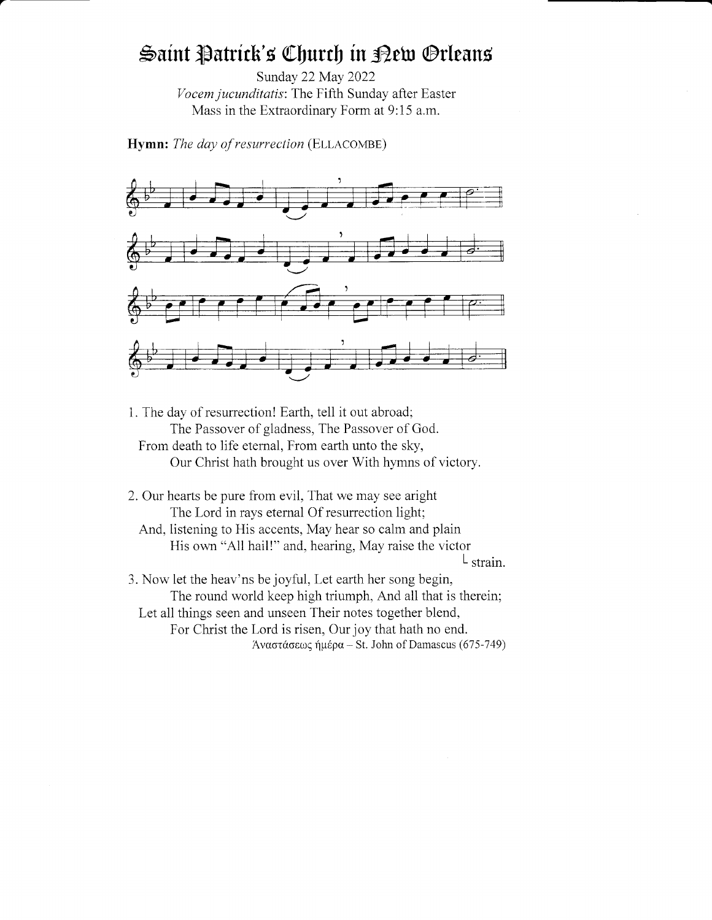# Saint Patrick's Church in New Orleans

Sunday 22 May 2022
*Vocem jucunditatis*: The Fifth Sunday after Easter
Mass in the Extraordinary Form at 9:15 a.m.

**Hymn:** *The day of resurrection* (ELLACOMBE)

1. The day of resurrection! Earth, tell it out abroad;
   The Passover of gladness, The Passover of God.
   From death to life eternal, From earth unto the sky,
   Our Christ hath brought us over With hymns of victory.

2. Our hearts be pure from evil, That we may see aright
   The Lord in rays eternal Of resurrection light;
   And, listening to His accents, May hear so calm and plain
   His own "All hail!" and, hearing, May raise the victor strain.

3. Now let the heav'ns be joyful, Let earth her song begin,
   The round world keep high triumph, And all that is therein;
   Let all things seen and unseen Their notes together blend,
   For Christ the Lord is risen, Our joy that hath no end.

Ἀναστάσεως ἡμέρα – St. John of Damascus (675-749)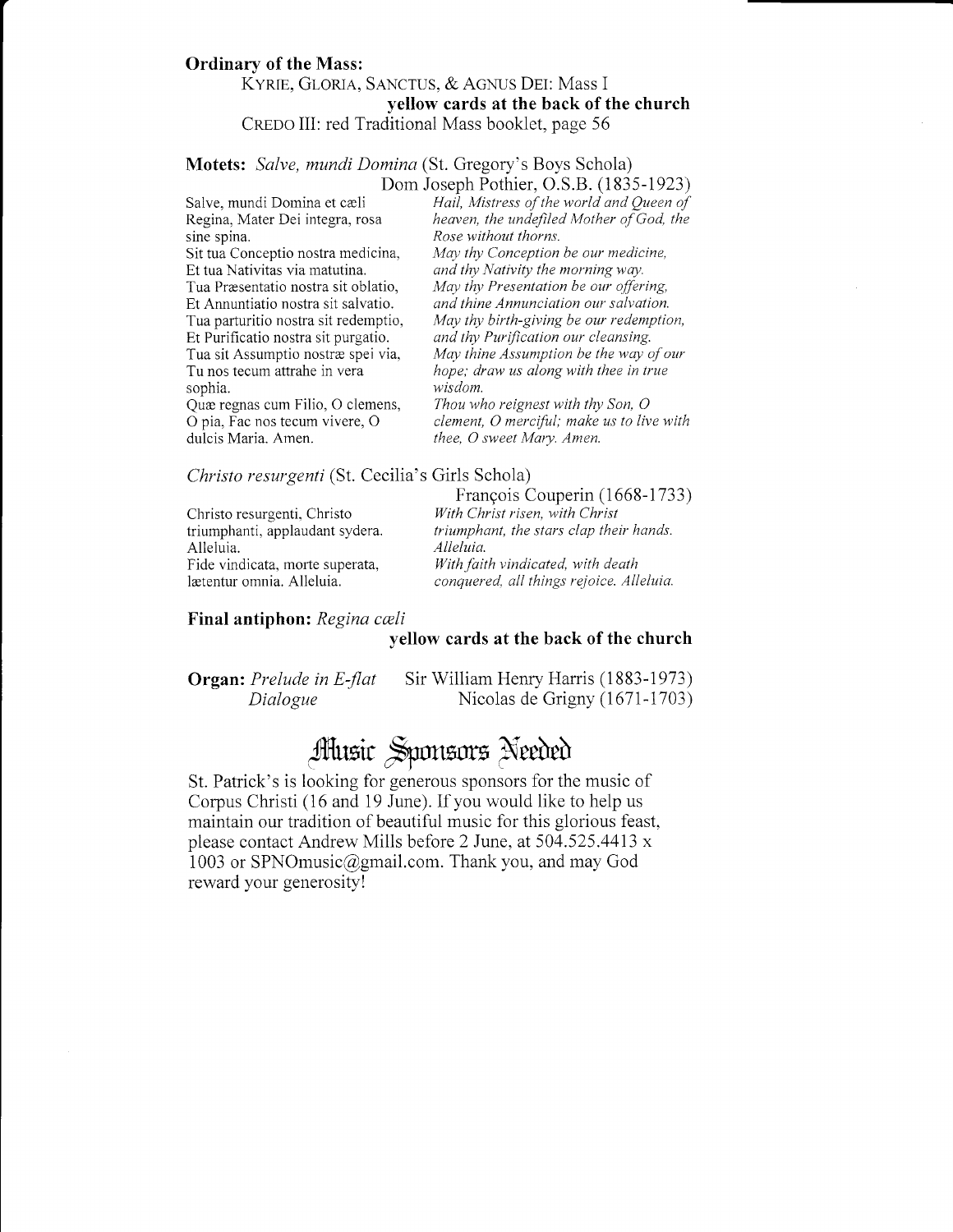**Ordinary of the Mass:**

KYRIE, GLORIA, SANCTUS, & AGNUS DEI: Mass I

**yellow cards at the back of the church**

CREDO III: red Traditional Mass booklet, page 56

**Motets:** *Salve, mundi Domina* (St. Gregory's Boys Schola)

Dom Joseph Pothier, O.S.B. (1835-1923)

| | |
|---|---|
| Salve, mundi Domina et cæli Regina, Mater Dei integra, rosa sine spina. | *Hail, Mistress of the world and Queen of heaven, the undefiled Mother of God, the Rose without thorns.* |
| Sit tua Conceptio nostra medicina, Et tua Nativitas via matutina. | *May thy Conception be our medicine, and thy Nativity the morning way.* |
| Tua Præsentatio nostra sit oblatio, Et Annuntiatio nostra sit salvatio. | *May thy Presentation be our offering, and thine Annunciation our salvation.* |
| Tua parturitio nostra sit redemptio, Et Purificatio nostra sit purgatio. | *May thy birth-giving be our redemption, and thy Purification our cleansing.* |
| Tua sit Assumptio nostræ spei via, Tu nos tecum attrahe in vera sophia. | *May thine Assumption be the way of our hope; draw us along with thee in true wisdom.* |
| Quæ regnas cum Filio, O clemens, O pia, Fac nos tecum vivere, O dulcis Maria. Amen. | *Thou who reignest with thy Son, O clement, O merciful; make us to live with thee, O sweet Mary. Amen.* |

*Christo resurgenti* (St. Cecilia's Girls Schola)

François Couperin (1668-1733)

| | |
|---|---|
| Christo resurgenti, Christo triumphanti, applaudant sydera. Alleluia. | *With Christ risen, with Christ triumphant, the stars clap their hands. Alleluia.* |
| Fide vindicata, morte superata, lætentur omnia. Alleluia. | *With faith vindicated, with death conquered, all things rejoice. Alleluia.* |

**Final antiphon:** *Regina cæli*

**yellow cards at the back of the church**

**Organ:** *Prelude in E-flat* — Sir William Henry Harris (1883-1973)

*Dialogue* — Nicolas de Grigny (1671-1703)

# Music Sponsors Needed

St. Patrick's is looking for generous sponsors for the music of Corpus Christi (16 and 19 June). If you would like to help us maintain our tradition of beautiful music for this glorious feast, please contact Andrew Mills before 2 June, at 504.525.4413 x 1003 or SPNOmusic@gmail.com. Thank you, and may God reward your generosity!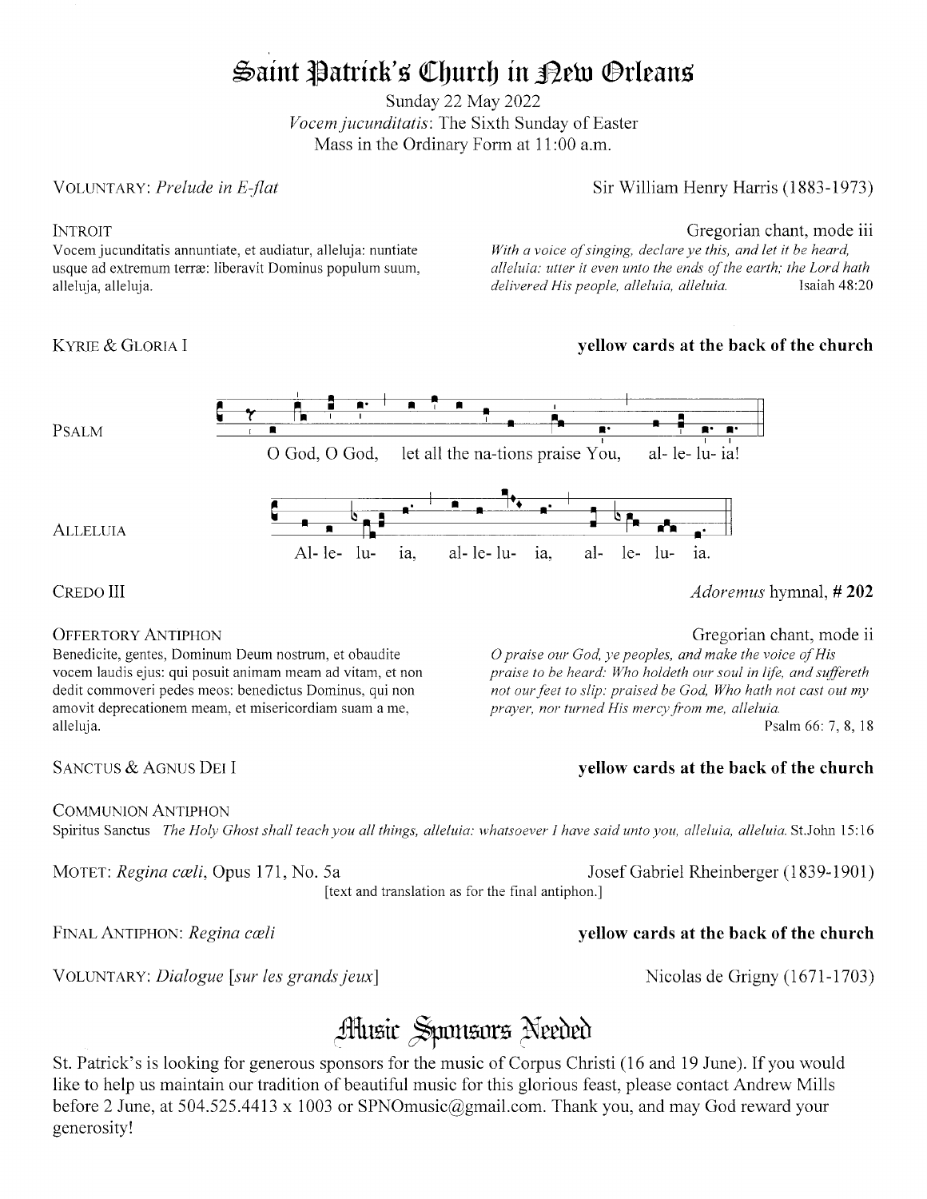# Saint Patrick's Church in New Orleans

Sunday 22 May 2022
*Vocem jucunditatis*: The Sixth Sunday of Easter
Mass in the Ordinary Form at 11:00 a.m.

VOLUNTARY: *Prelude in E-flat* — Sir William Henry Harris (1883-1973)

INTROIT — Gregorian chant, mode iii

Vocem jucunditatis annuntiate, et audiatur, alleluja: nuntiate usque ad extremum terræ: liberavit Dominus populum suum, alleluja, alleluja.

*With a voice of singing, declare ye this, and let it be heard, alleluia: utter it even unto the ends of the earth; the Lord hath delivered His people, alleluia, alleluia.* Isaiah 48:20

KYRIE & GLORIA I — **yellow cards at the back of the church**

PSALM

O God, O God, let all the na-tions praise You, al- le- lu- ia!

ALLELUIA

Al- le- lu- ia, al- le- lu- ia, al- le- lu- ia.

CREDO III — *Adoremus* hymnal, # **202**

OFFERTORY ANTIPHON — Gregorian chant, mode ii

Benedicite, gentes, Dominum Deum nostrum, et obaudite vocem laudis ejus: qui posuit animam meam ad vitam, et non dedit commoveri pedes meos: benedictus Dominus, qui non amovit deprecationem meam, et misericordiam suam a me, alleluja.

*O praise our God, ye peoples, and make the voice of His praise to be heard: Who holdeth our soul in life, and suffereth not our feet to slip: praised be God, Who hath not cast out my prayer, nor turned His mercy from me, alleluia.* Psalm 66: 7, 8, 18

SANCTUS & AGNUS DEI I — **yellow cards at the back of the church**

COMMUNION ANTIPHON

Spiritus Sanctus *The Holy Ghost shall teach you all things, alleluia: whatsoever I have said unto you, alleluia, alleluia.* St.John 15:16

MOTET: *Regina cœli*, Opus 171, No. 5a — Josef Gabriel Rheinberger (1839-1901)

[text and translation as for the final antiphon.]

FINAL ANTIPHON: *Regina cœli* — **yellow cards at the back of the church**

VOLUNTARY: *Dialogue* [*sur les grands jeux*] — Nicolas de Grigny (1671-1703)

## Music Sponsors Needed

St. Patrick's is looking for generous sponsors for the music of Corpus Christi (16 and 19 June). If you would like to help us maintain our tradition of beautiful music for this glorious feast, please contact Andrew Mills before 2 June, at 504.525.4413 x 1003 or SPNOmusic@gmail.com. Thank you, and may God reward your generosity!